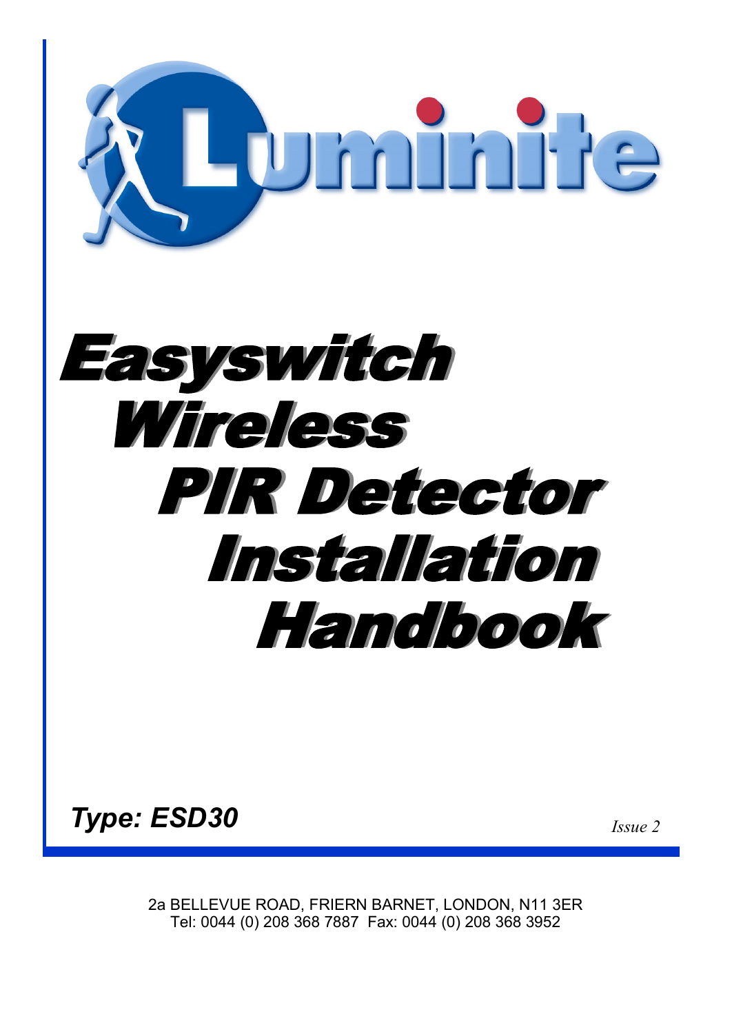# Luminite

# Easyswitch Wireless PIR Detector Installation Handbook

***Type: ESD30***

*Issue 2*

2a BELLEVUE ROAD, FRIERN BARNET, LONDON, N11 3ER
Tel: 0044 (0) 208 368 7887 Fax: 0044 (0) 208 368 3952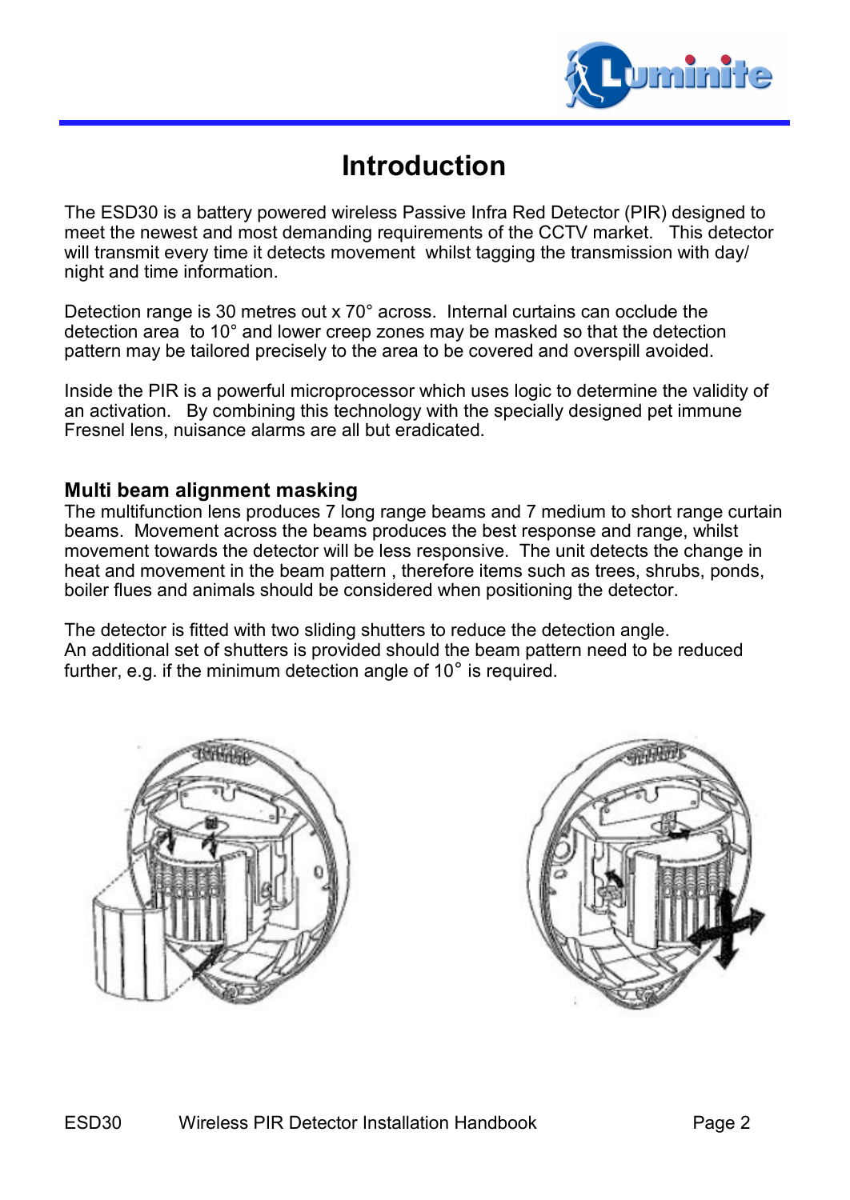# Introduction

The ESD30 is a battery powered wireless Passive Infra Red Detector (PIR) designed to meet the newest and most demanding requirements of the CCTV market. This detector will transmit every time it detects movement whilst tagging the transmission with day/night and time information.

Detection range is 30 metres out x 70° across. Internal curtains can occlude the detection area to 10° and lower creep zones may be masked so that the detection pattern may be tailored precisely to the area to be covered and overspill avoided.

Inside the PIR is a powerful microprocessor which uses logic to determine the validity of an activation. By combining this technology with the specially designed pet immune Fresnel lens, nuisance alarms are all but eradicated.

### Multi beam alignment masking

The multifunction lens produces 7 long range beams and 7 medium to short range curtain beams. Movement across the beams produces the best response and range, whilst movement towards the detector will be less responsive. The unit detects the change in heat and movement in the beam pattern , therefore items such as trees, shrubs, ponds, boiler flues and animals should be considered when positioning the detector.

The detector is fitted with two sliding shutters to reduce the detection angle.
An additional set of shutters is provided should the beam pattern need to be reduced further, e.g. if the minimum detection angle of 10° is required.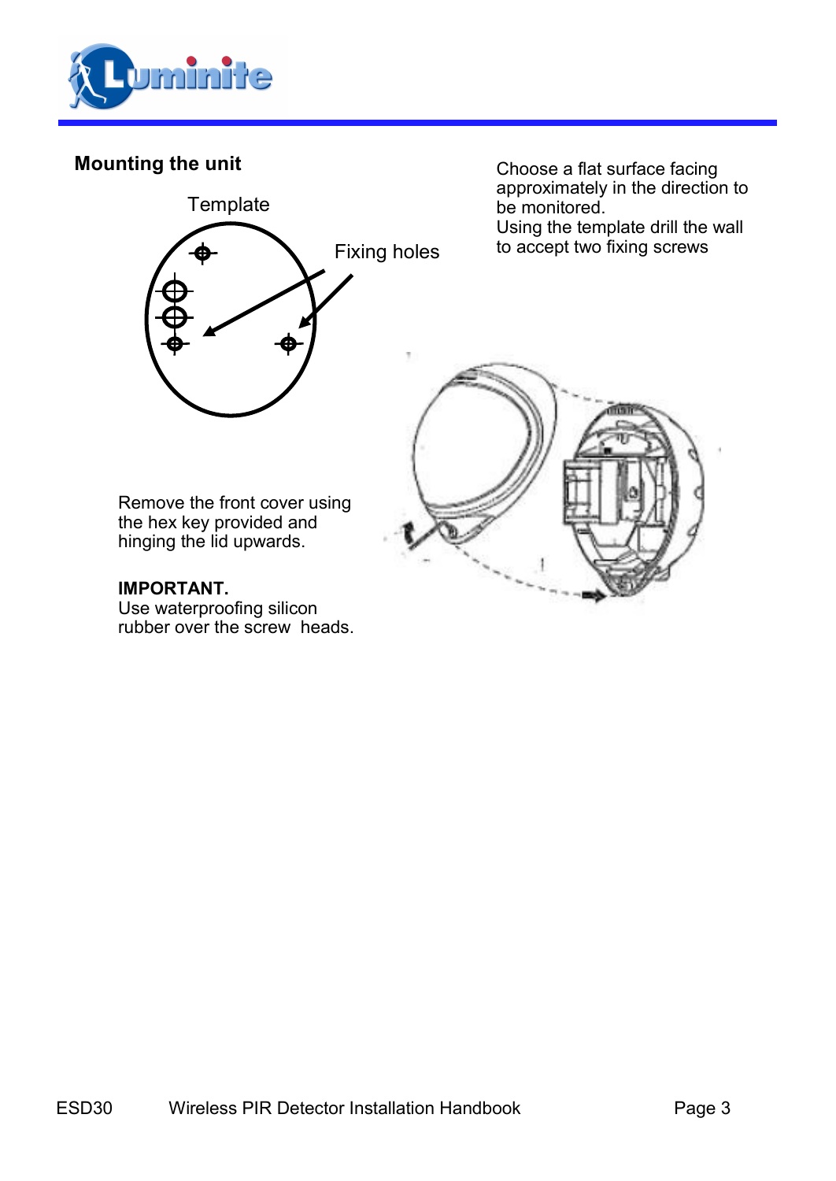## Mounting the unit

Template

Fixing holes

Choose a flat surface facing approximately in the direction to be monitored.
Using the template drill the wall to accept two fixing screws

Remove the front cover using the hex key provided and hinging the lid upwards.

**IMPORTANT.**
Use waterproofing silicon rubber over the screw heads.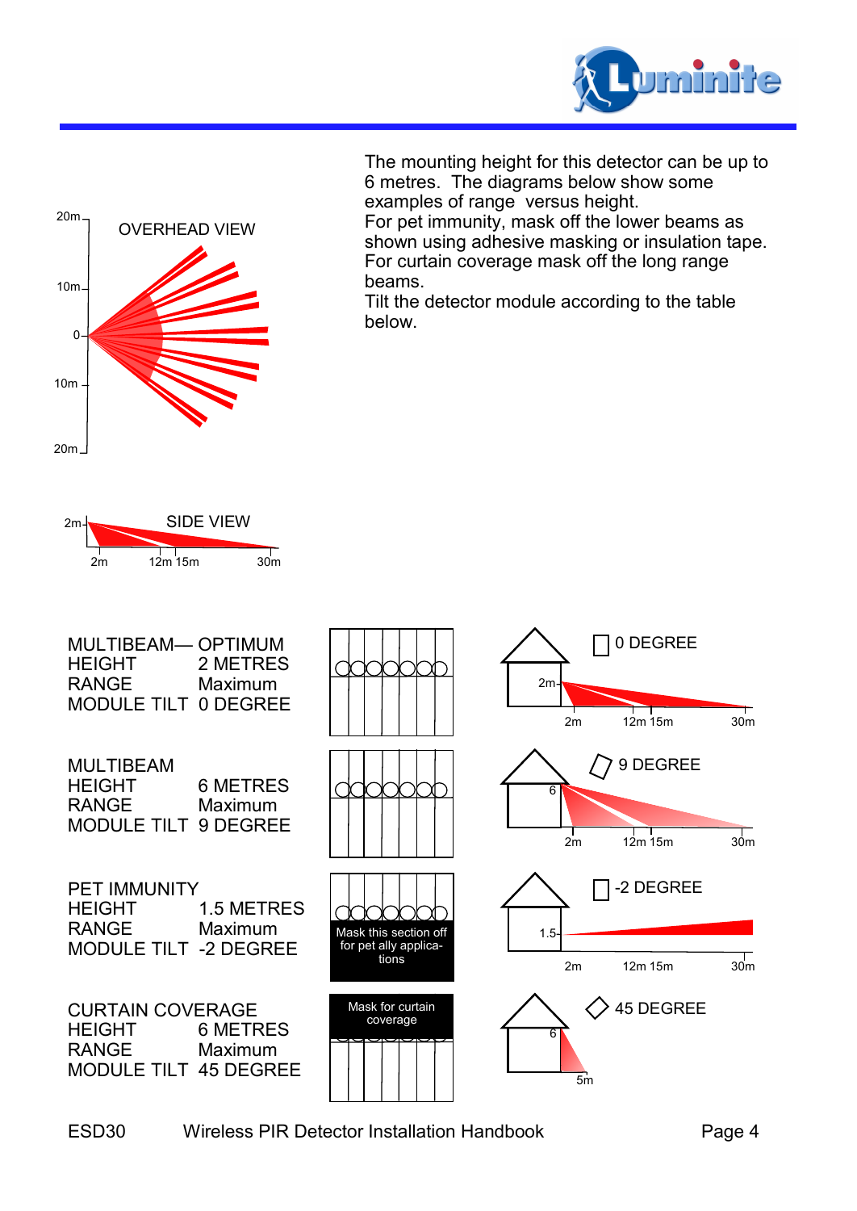The mounting height for this detector can be up to 6 metres. The diagrams below show some examples of range versus height.
For pet immunity, mask off the lower beams as shown using adhesive masking or insulation tape.
For curtain coverage mask off the long range beams.
Tilt the detector module according to the table below.

OVERHEAD VIEW

20m
10m
0
10m
20m

SIDE VIEW

2m
2m 12m 15m 30m

MULTIBEAM— OPTIMUM
HEIGHT 2 METRES
RANGE Maximum
MODULE TILT 0 DEGREE

0 DEGREE
2m
2m 12m 15m 30m

MULTIBEAM
HEIGHT 6 METRES
RANGE Maximum
MODULE TILT 9 DEGREE

9 DEGREE
6
2m 12m 15m 30m

PET IMMUNITY
HEIGHT 1.5 METRES
RANGE Maximum
MODULE TILT -2 DEGREE

Mask this section off for pet ally applications

-2 DEGREE
1.5
2m 12m 15m 30m

CURTAIN COVERAGE
HEIGHT 6 METRES
RANGE Maximum
MODULE TILT 45 DEGREE

Mask for curtain coverage

45 DEGREE
6
5m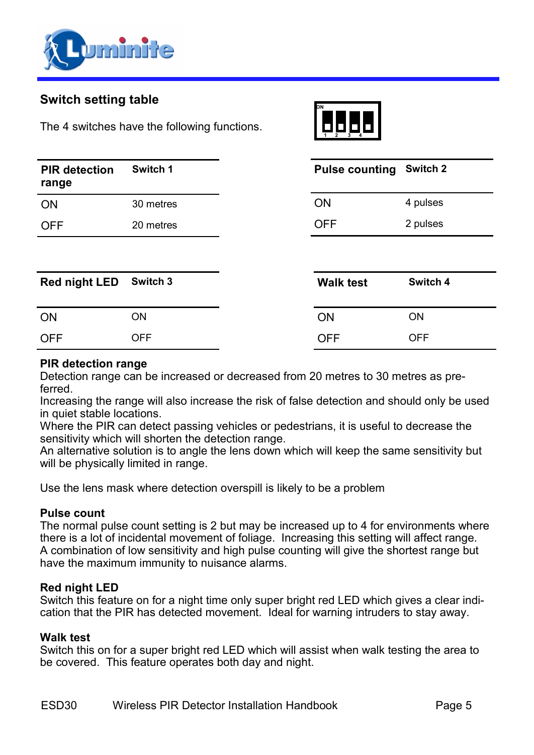## Switch setting table

The 4 switches have the following functions.

| PIR detection range | Switch 1 |
|---|---|
| ON | 30 metres |
| OFF | 20 metres |

| Pulse counting | Switch 2 |
|---|---|
| ON | 4 pulses |
| OFF | 2 pulses |

| Red night LED | Switch 3 |
|---|---|
| ON | ON |
| OFF | OFF |

| Walk test | Switch 4 |
|---|---|
| ON | ON |
| OFF | OFF |

**PIR detection range**
Detection range can be increased or decreased from 20 metres to 30 metres as preferred.
Increasing the range will also increase the risk of false detection and should only be used in quiet stable locations.
Where the PIR can detect passing vehicles or pedestrians, it is useful to decrease the sensitivity which will shorten the detection range.
An alternative solution is to angle the lens down which will keep the same sensitivity but will be physically limited in range.

Use the lens mask where detection overspill is likely to be a problem

**Pulse count**
The normal pulse count setting is 2 but may be increased up to 4 for environments where there is a lot of incidental movement of foliage. Increasing this setting will affect range. A combination of low sensitivity and high pulse counting will give the shortest range but have the maximum immunity to nuisance alarms.

**Red night LED**
Switch this feature on for a night time only super bright red LED which gives a clear indication that the PIR has detected movement. Ideal for warning intruders to stay away.

**Walk test**
Switch this on for a super bright red LED which will assist when walk testing the area to be covered. This feature operates both day and night.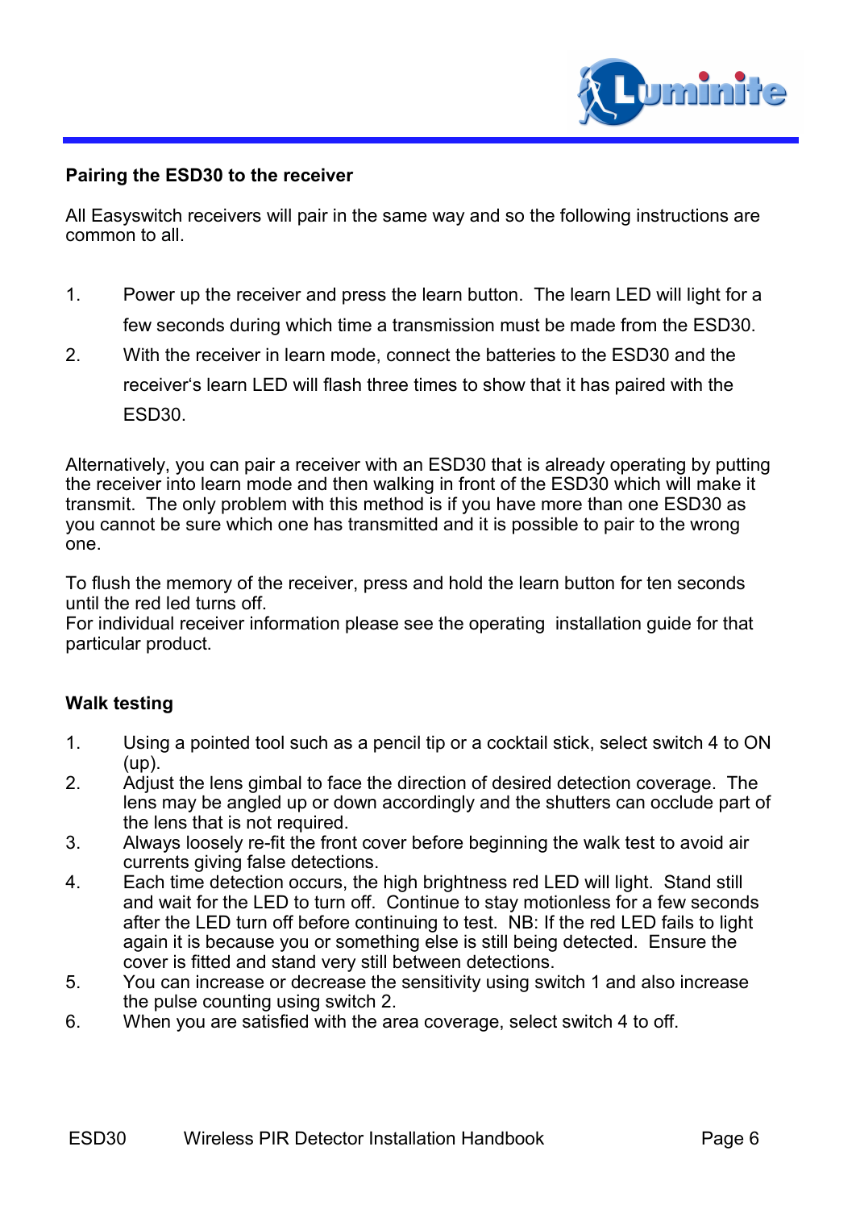**Pairing the ESD30 to the receiver**

All Easyswitch receivers will pair in the same way and so the following instructions are common to all.

1. Power up the receiver and press the learn button. The learn LED will light for a few seconds during which time a transmission must be made from the ESD30.
2. With the receiver in learn mode, connect the batteries to the ESD30 and the receiver's learn LED will flash three times to show that it has paired with the ESD30.

Alternatively, you can pair a receiver with an ESD30 that is already operating by putting the receiver into learn mode and then walking in front of the ESD30 which will make it transmit. The only problem with this method is if you have more than one ESD30 as you cannot be sure which one has transmitted and it is possible to pair to the wrong one.

To flush the memory of the receiver, press and hold the learn button for ten seconds until the red led turns off.
For individual receiver information please see the operating installation guide for that particular product.

**Walk testing**

1. Using a pointed tool such as a pencil tip or a cocktail stick, select switch 4 to ON (up).
2. Adjust the lens gimbal to face the direction of desired detection coverage. The lens may be angled up or down accordingly and the shutters can occlude part of the lens that is not required.
3. Always loosely re-fit the front cover before beginning the walk test to avoid air currents giving false detections.
4. Each time detection occurs, the high brightness red LED will light. Stand still and wait for the LED to turn off. Continue to stay motionless for a few seconds after the LED turn off before continuing to test. NB: If the red LED fails to light again it is because you or something else is still being detected. Ensure the cover is fitted and stand very still between detections.
5. You can increase or decrease the sensitivity using switch 1 and also increase the pulse counting using switch 2.
6. When you are satisfied with the area coverage, select switch 4 to off.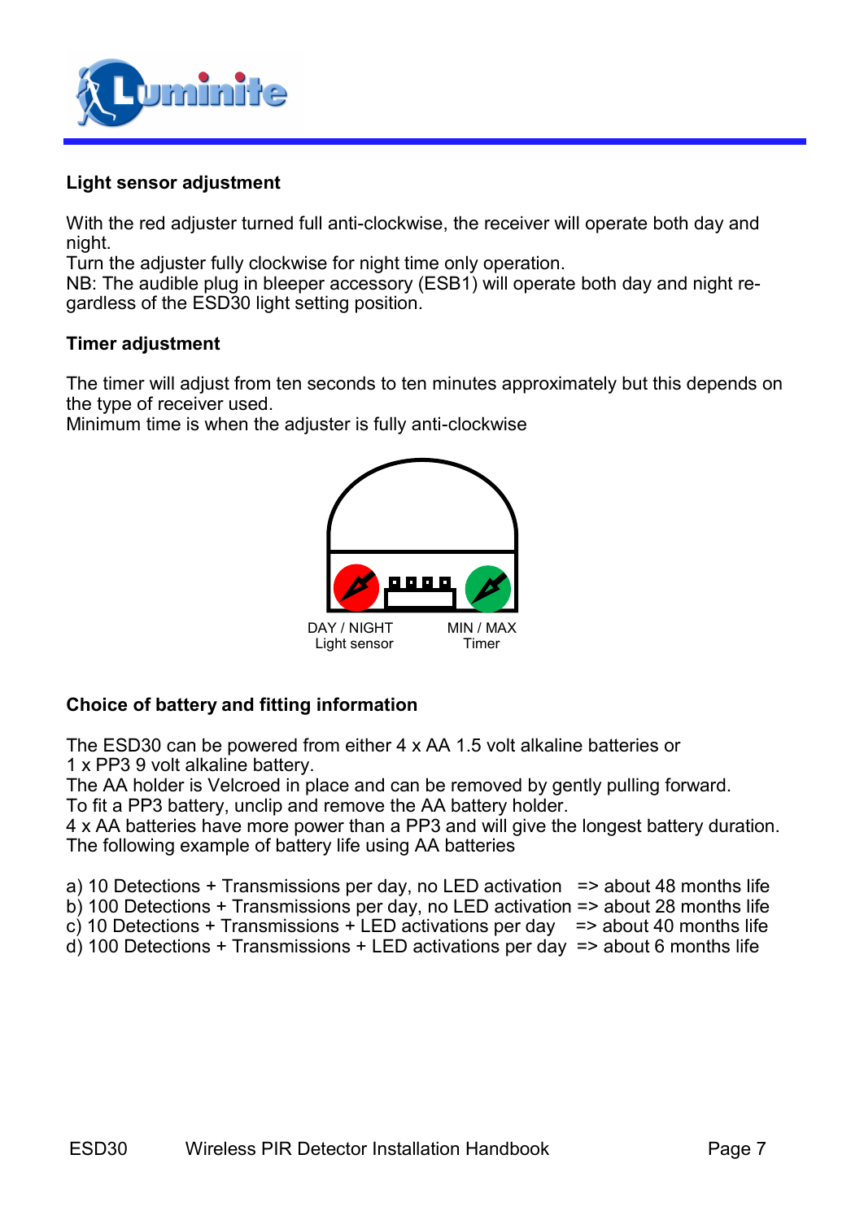### Light sensor adjustment

With the red adjuster turned full anti-clockwise, the receiver will operate both day and night.
Turn the adjuster fully clockwise for night time only operation.
NB: The audible plug in bleeper accessory (ESB1) will operate both day and night regardless of the ESD30 light setting position.

### Timer adjustment

The timer will adjust from ten seconds to ten minutes approximately but this depends on the type of receiver used.
Minimum time is when the adjuster is fully anti-clockwise

DAY / NIGHT
Light sensor

MIN / MAX
Timer

### Choice of battery and fitting information

The ESD30 can be powered from either 4 x AA 1.5 volt alkaline batteries or
1 x PP3 9 volt alkaline battery.
The AA holder is Velcroed in place and can be removed by gently pulling forward.
To fit a PP3 battery, unclip and remove the AA battery holder.
4 x AA batteries have more power than a PP3 and will give the longest battery duration.
The following example of battery life using AA batteries

a) 10 Detections + Transmissions per day, no LED activation => about 48 months life
b) 100 Detections + Transmissions per day, no LED activation => about 28 months life
c) 10 Detections + Transmissions + LED activations per day => about 40 months life
d) 100 Detections + Transmissions + LED activations per day => about 6 months life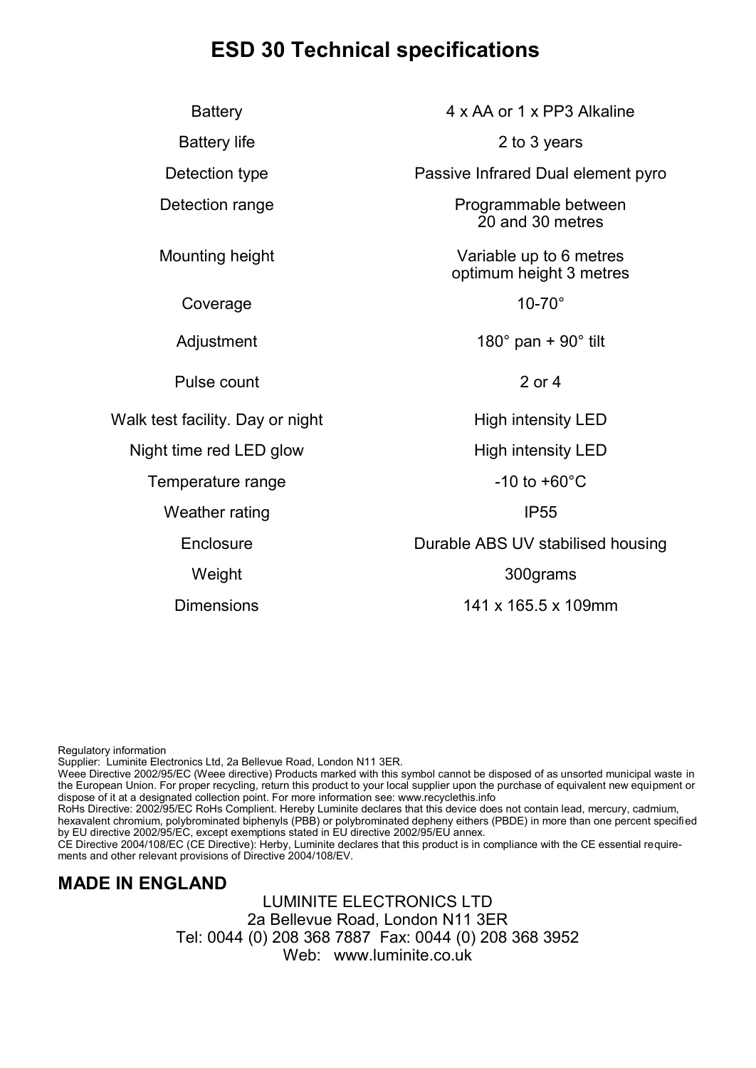# ESD 30 Technical specifications

| | |
|---|---|
| Battery | 4 x AA or 1 x PP3 Alkaline |
| Battery life | 2 to 3 years |
| Detection type | Passive Infrared Dual element pyro |
| Detection range | Programmable between 20 and 30 metres |
| Mounting height | Variable up to 6 metres optimum height 3 metres |
| Coverage | 10-70° |
| Adjustment | 180° pan + 90° tilt |
| Pulse count | 2 or 4 |
| Walk test facility. Day or night | High intensity LED |
| Night time red LED glow | High intensity LED |
| Temperature range | -10 to +60°C |
| Weather rating | IP55 |
| Enclosure | Durable ABS UV stabilised housing |
| Weight | 300grams |
| Dimensions | 141 x 165.5 x 109mm |

Regulatory information
Supplier: Luminite Electronics Ltd, 2a Bellevue Road, London N11 3ER.
Weee Directive 2002/95/EC (Weee directive) Products marked with this symbol cannot be disposed of as unsorted municipal waste in the European Union. For proper recycling, return this product to your local supplier upon the purchase of equivalent new equipment or dispose of it at a designated collection point. For more information see: www.recyclethis.info
RoHs Directive: 2002/95/EC RoHs Complient. Hereby Luminite declares that this device does not contain lead, mercury, cadmium, hexavalent chromium, polybrominated biphenyls (PBB) or polybrominated depheny eithers (PBDE) in more than one percent specified by EU directive 2002/95/EC, except exemptions stated in EU directive 2002/95/EU annex.
CE Directive 2004/108/EC (CE Directive): Herby, Luminite declares that this product is in compliance with the CE essential requirements and other relevant provisions of Directive 2004/108/EV.

**MADE IN ENGLAND**

LUMINITE ELECTRONICS LTD
2a Bellevue Road, London N11 3ER
Tel: 0044 (0) 208 368 7887 Fax: 0044 (0) 208 368 3952
Web: www.luminite.co.uk